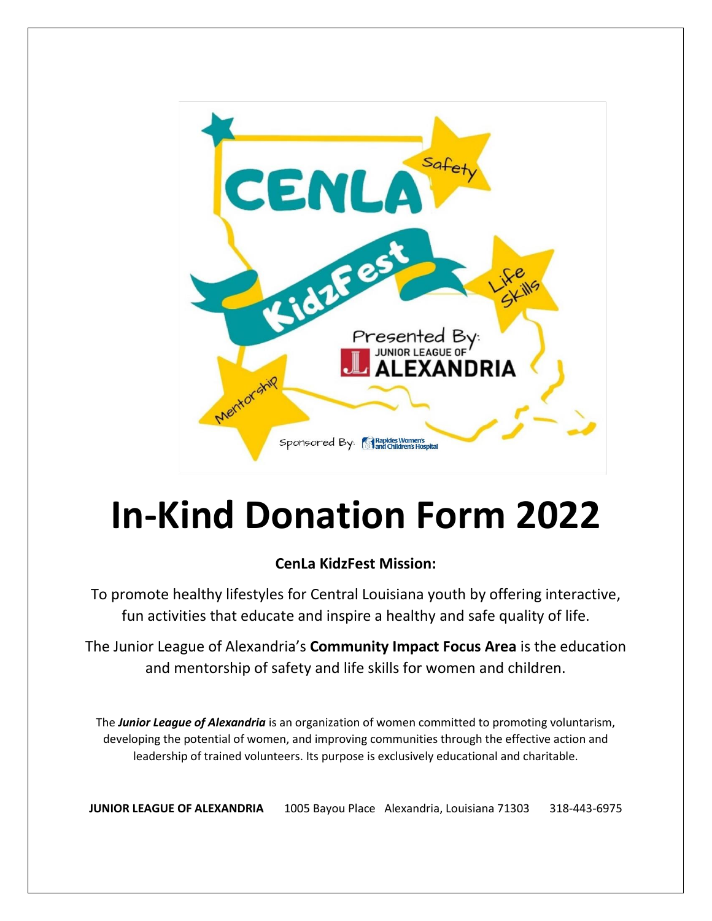# In-Kind Donation Form 2022

**CenLa KidzFest Mission:**

To promote healthy lifestyles for Central Louisiana youth by offering interactive, fun activities that educate and inspire a healthy and safe quality of life.

The Junior League of Alexandria's **Community Impact Focus Area** is the education and mentorship of safety and life skills for women and children.

The ***Junior League of Alexandria*** is an organization of women committed to promoting voluntarism, developing the potential of women, and improving communities through the effective action and leadership of trained volunteers. Its purpose is exclusively educational and charitable.

**JUNIOR LEAGUE OF ALEXANDRIA** 1005 Bayou Place Alexandria, Louisiana 71303 318-443-6975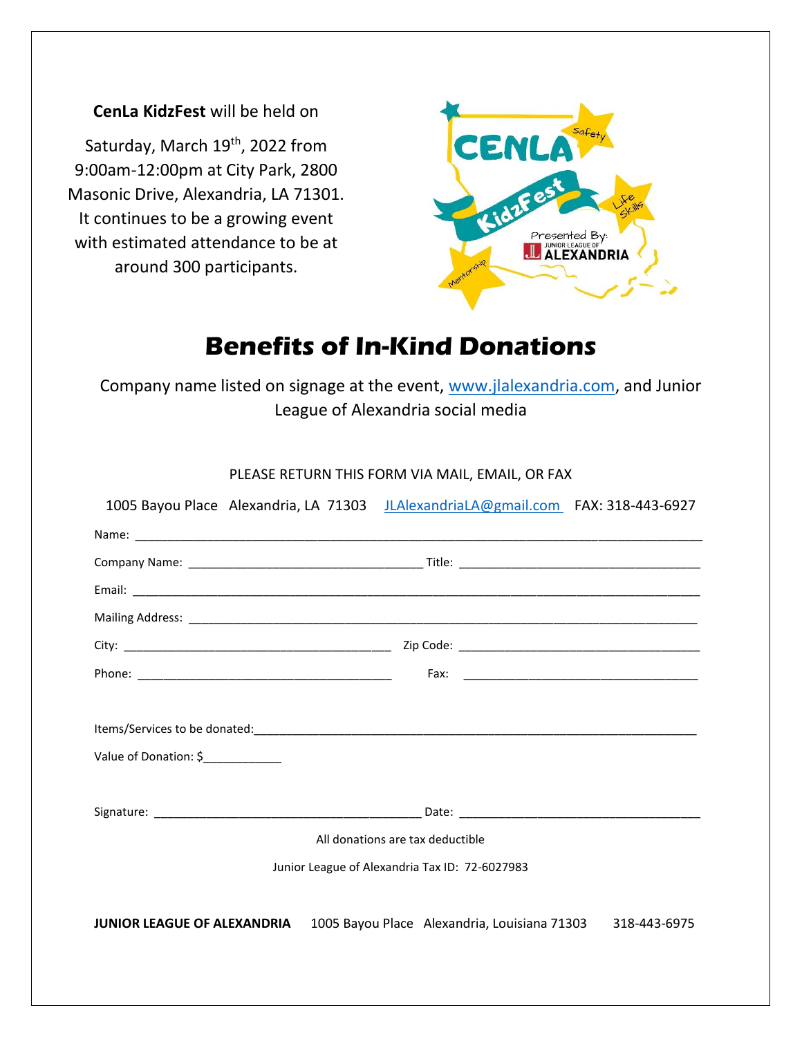**CenLa KidzFest** will be held on Saturday, March 19th, 2022 from 9:00am-12:00pm at City Park, 2800 Masonic Drive, Alexandria, LA 71301. It continues to be a growing event with estimated attendance to be at around 300 participants.

# Benefits of In-Kind Donations

Company name listed on signage at the event, www.jlalexandria.com, and Junior League of Alexandria social media

PLEASE RETURN THIS FORM VIA MAIL, EMAIL, OR FAX

1005 Bayou Place Alexandria, LA 71303 JLAlexandriaLA@gmail.com FAX: 318-443-6927

Name: ______________________________________________________________________________

Company Name: ______________________________ Title: ________________________________

Email: ______________________________________________________________________________

Mailing Address: _____________________________________________________________________

City: ____________________________________ Zip Code: _________________________________

Phone: __________________________________ Fax: _____________________________________

Items/Services to be donated:____________________________________________________________

Value of Donation: $____________

Signature: _____________________________________ Date: ________________________________

All donations are tax deductible

Junior League of Alexandria Tax ID: 72-6027983

**JUNIOR LEAGUE OF ALEXANDRIA** 1005 Bayou Place Alexandria, Louisiana 71303 318-443-6975